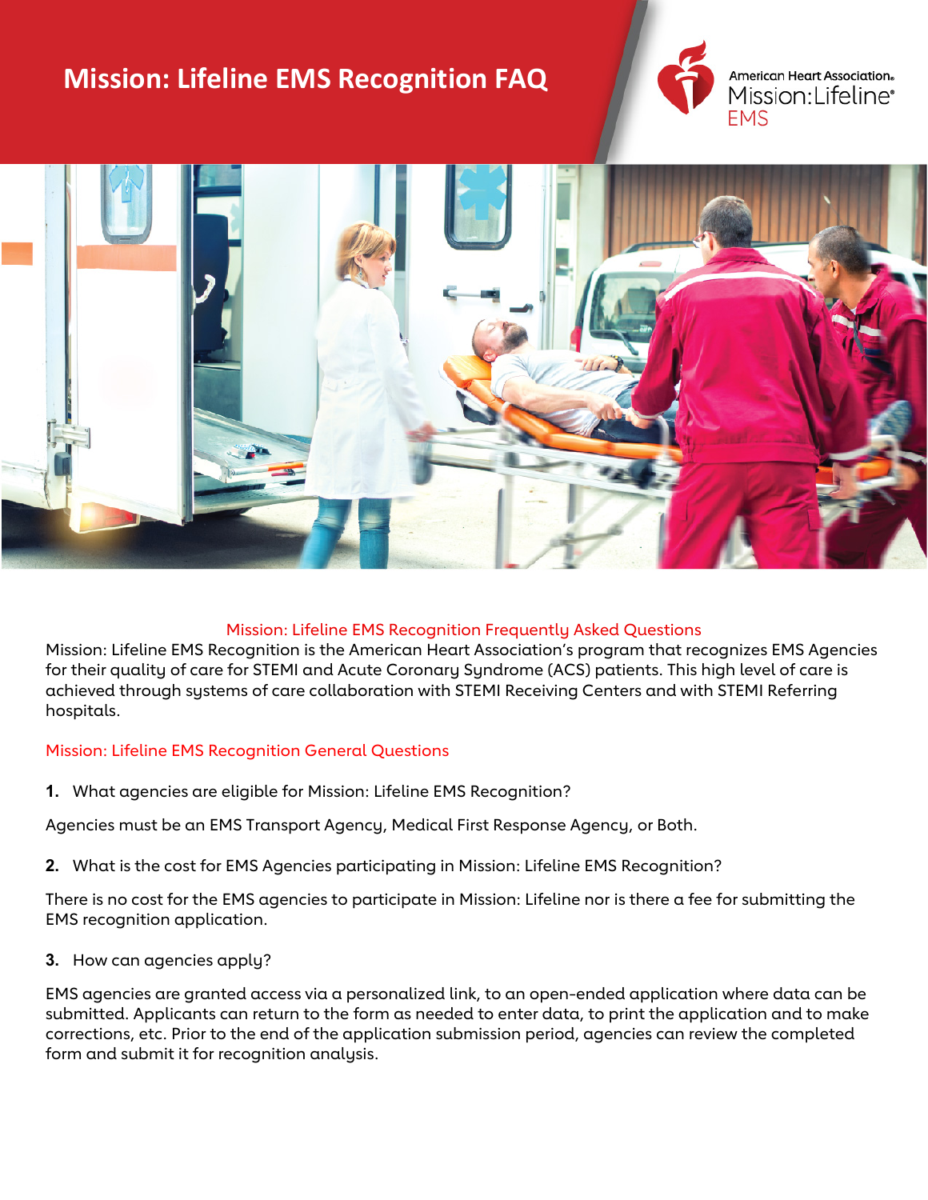# Mission: Lifeline EMS Recognition FAQ

American Heart Association. Mission: Lifeline® EMS

## Mission: Lifeline EMS Recognition Frequently Asked Questions

Mission: Lifeline EMS Recognition is the American Heart Association's program that recognizes EMS Agencies for their quality of care for STEMI and Acute Coronary Syndrome (ACS) patients. This high level of care is achieved through systems of care collaboration with STEMI Receiving Centers and with STEMI Referring hospitals.

### Mission: Lifeline EMS Recognition General Questions

**1.** What agencies are eligible for Mission: Lifeline EMS Recognition?

Agencies must be an EMS Transport Agency, Medical First Response Agency, or Both.

**2.** What is the cost for EMS Agencies participating in Mission: Lifeline EMS Recognition?

There is no cost for the EMS agencies to participate in Mission: Lifeline nor is there a fee for submitting the EMS recognition application.

**3.** How can agencies apply?

EMS agencies are granted access via a personalized link, to an open-ended application where data can be submitted. Applicants can return to the form as needed to enter data, to print the application and to make corrections, etc. Prior to the end of the application submission period, agencies can review the completed form and submit it for recognition analysis.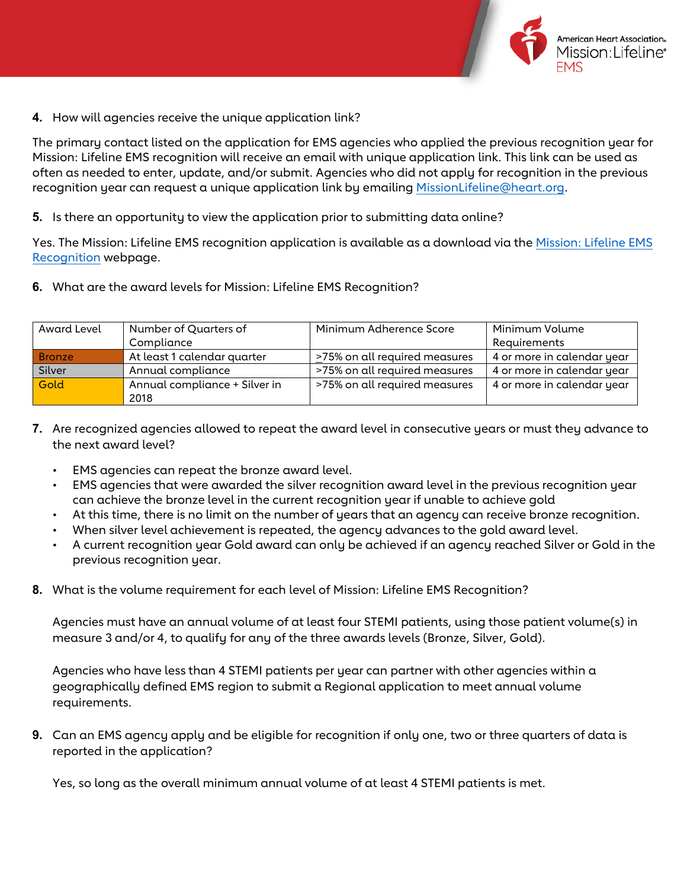4. How will agencies receive the unique application link?

The primary contact listed on the application for EMS agencies who applied the previous recognition year for Mission: Lifeline EMS recognition will receive an email with unique application link. This link can be used as often as needed to enter, update, and/or submit. Agencies who did not apply for recognition in the previous recognition year can request a unique application link by emailing MissionLifeline@heart.org.

5. Is there an opportunity to view the application prior to submitting data online?

Yes. The Mission: Lifeline EMS recognition application is available as a download via the Mission: Lifeline EMS Recognition webpage.

6. What are the award levels for Mission: Lifeline EMS Recognition?

| Award Level | Number of Quarters of Compliance | Minimum Adherence Score | Minimum Volume Requirements |
|---|---|---|---|
| Bronze | At least 1 calendar quarter | ≥75% on all required measures | 4 or more in calendar year |
| Silver | Annual compliance | >75% on all required measures | 4 or more in calendar year |
| Gold | Annual compliance + Silver in 2018 | >75% on all required measures | 4 or more in calendar year |

7. Are recognized agencies allowed to repeat the award level in consecutive years or must they advance to the next award level?

   - EMS agencies can repeat the bronze award level.
   - EMS agencies that were awarded the silver recognition award level in the previous recognition year can achieve the bronze level in the current recognition year if unable to achieve gold
   - At this time, there is no limit on the number of years that an agency can receive bronze recognition.
   - When silver level achievement is repeated, the agency advances to the gold award level.
   - A current recognition year Gold award can only be achieved if an agency reached Silver or Gold in the previous recognition year.

8. What is the volume requirement for each level of Mission: Lifeline EMS Recognition?

   Agencies must have an annual volume of at least four STEMI patients, using those patient volume(s) in measure 3 and/or 4, to qualify for any of the three awards levels (Bronze, Silver, Gold).

   Agencies who have less than 4 STEMI patients per year can partner with other agencies within a geographically defined EMS region to submit a Regional application to meet annual volume requirements.

9. Can an EMS agency apply and be eligible for recognition if only one, two or three quarters of data is reported in the application?

   Yes, so long as the overall minimum annual volume of at least 4 STEMI patients is met.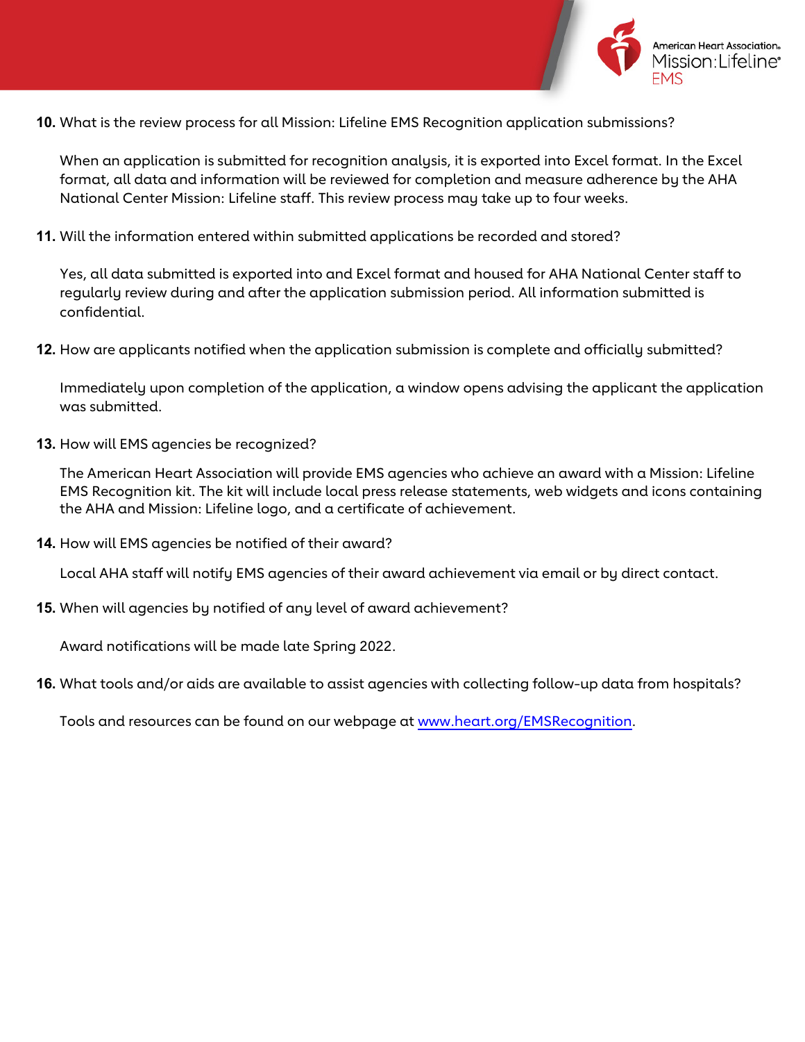**10.** What is the review process for all Mission: Lifeline EMS Recognition application submissions?

When an application is submitted for recognition analysis, it is exported into Excel format. In the Excel format, all data and information will be reviewed for completion and measure adherence by the AHA National Center Mission: Lifeline staff. This review process may take up to four weeks.

**11.** Will the information entered within submitted applications be recorded and stored?

Yes, all data submitted is exported into and Excel format and housed for AHA National Center staff to regularly review during and after the application submission period. All information submitted is confidential.

**12.** How are applicants notified when the application submission is complete and officially submitted?

Immediately upon completion of the application, a window opens advising the applicant the application was submitted.

**13.** How will EMS agencies be recognized?

The American Heart Association will provide EMS agencies who achieve an award with a Mission: Lifeline EMS Recognition kit. The kit will include local press release statements, web widgets and icons containing the AHA and Mission: Lifeline logo, and a certificate of achievement.

**14.** How will EMS agencies be notified of their award?

Local AHA staff will notify EMS agencies of their award achievement via email or by direct contact.

**15.** When will agencies by notified of any level of award achievement?

Award notifications will be made late Spring 2022.

**16.** What tools and/or aids are available to assist agencies with collecting follow-up data from hospitals?

Tools and resources can be found on our webpage at [www.heart.org/EMSRecognition](http://www.heart.org/EMSRecognition).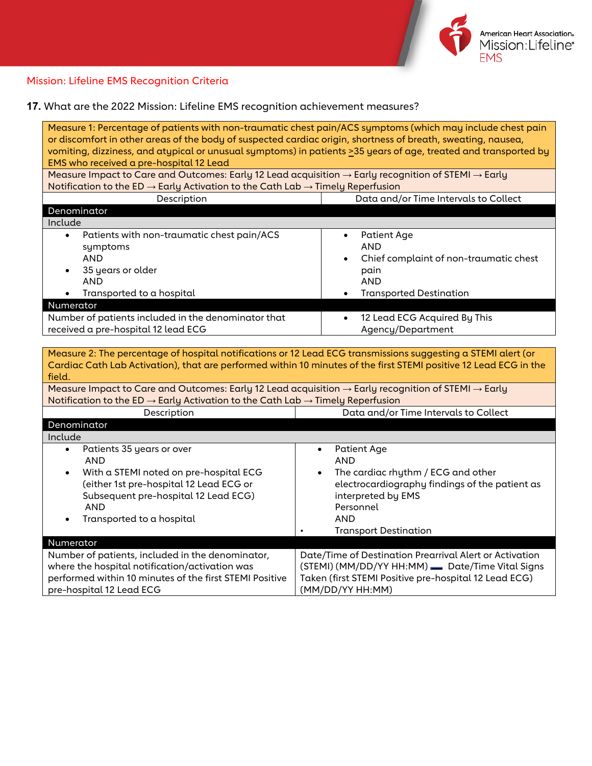Mission: Lifeline EMS Recognition Criteria

**17.** What are the 2022 Mission: Lifeline EMS recognition achievement measures?

| Measure 1: Percentage of patients with non-traumatic chest pain/ACS symptoms (which may include chest pain or discomfort in other areas of the body of suspected cardiac origin, shortness of breath, sweating, nausea, vomiting, dizziness, and atypical or unusual symptoms) in patients ≥35 years of age, treated and transported by EMS who received a pre-hospital 12 Lead | |
|---|---|
| Measure Impact to Care and Outcomes: Early 12 Lead acquisition → Early recognition of STEMI → Early Notification to the ED → Early Activation to the Cath Lab → Timely Reperfusion | |
| Description | Data and/or Time Intervals to Collect |
| **Denominator** | |
| Include | |
| • Patients with non-traumatic chest pain/ACS symptoms<br>AND<br>• 35 years or older<br>AND<br>• Transported to a hospital | • Patient Age<br>AND<br>• Chief complaint of non-traumatic chest pain<br>AND<br>• Transported Destination |
| **Numerator** | |
| Number of patients included in the denominator that received a pre-hospital 12 lead ECG | • 12 Lead ECG Acquired By This Agency/Department |

| Measure 2: The percentage of hospital notifications or 12 Lead ECG transmissions suggesting a STEMI alert (or Cardiac Cath Lab Activation), that are performed within 10 minutes of the first STEMI positive 12 Lead ECG in the field. | |
|---|---|
| Measure Impact to Care and Outcomes: Early 12 Lead acquisition → Early recognition of STEMI → Early Notification to the ED → Early Activation to the Cath Lab → Timely Reperfusion | |
| Description | Data and/or Time Intervals to Collect |
| **Denominator** | |
| Include | |
| • Patients 35 years or over<br>AND<br>• With a STEMI noted on pre-hospital ECG (either 1st pre-hospital 12 Lead ECG or Subsequent pre-hospital 12 Lead ECG)<br>AND<br>• Transported to a hospital | • Patient Age<br>AND<br>• The cardiac rhythm / ECG and other electrocardiography findings of the patient as interpreted by EMS Personnel<br>AND<br>• Transport Destination |
| **Numerator** | |
| Number of patients, included in the denominator, where the hospital notification/activation was performed within 10 minutes of the first STEMI Positive pre-hospital 12 Lead ECG | Date/Time of Destination Prearrival Alert or Activation (STEMI) (MM/DD/YY HH:MM) — Date/Time Vital Signs Taken (first STEMI Positive pre-hospital 12 Lead ECG) (MM/DD/YY HH:MM) |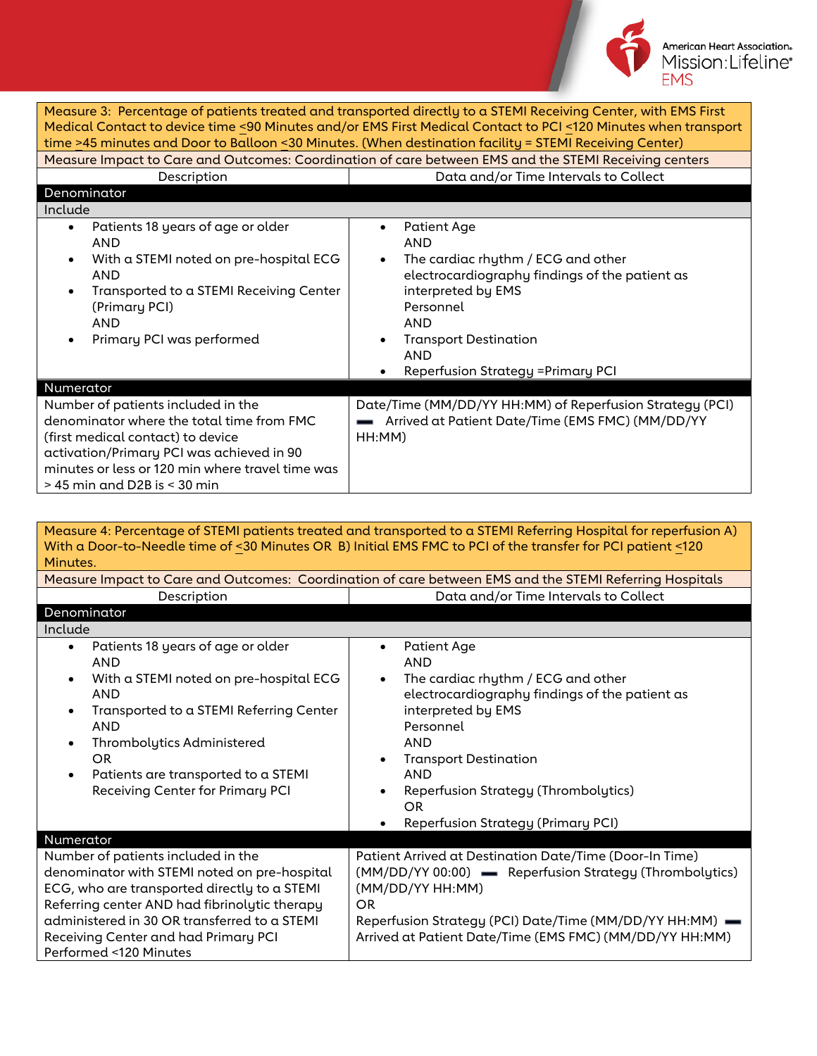| Measure 3: Percentage of patients treated and transported directly to a STEMI Receiving Center, with EMS First Medical Contact to device time <u><</u>90 Minutes and/or EMS First Medical Contact to PCI <u><</u>120 Minutes when transport time <u>></u>45 minutes and Door to Balloon <u><</u>30 Minutes. (When destination facility = STEMI Receiving Center) | |
|---|---|
| Measure Impact to Care and Outcomes: Coordination of care between EMS and the STEMI Receiving centers | |
| Description | Data and/or Time Intervals to Collect |
| **Denominator** | |
| Include | |
| • Patients 18 years of age or older<br>AND<br>• With a STEMI noted on pre-hospital ECG<br>AND<br>• Transported to a STEMI Receiving Center (Primary PCI)<br>AND<br>• Primary PCI was performed | • Patient Age<br>AND<br>• The cardiac rhythm / ECG and other electrocardiography findings of the patient as interpreted by EMS Personnel<br>AND<br>• Transport Destination<br>AND<br>• Reperfusion Strategy =Primary PCI |
| **Numerator** | |
| Number of patients included in the denominator where the total time from FMC (first medical contact) to device activation/Primary PCI was achieved in 90 minutes or less or 120 min where travel time was > 45 min and D2B is < 30 min | Date/Time (MM/DD/YY HH:MM) of Reperfusion Strategy (PCI) ▬ Arrived at Patient Date/Time (EMS FMC) (MM/DD/YY HH:MM) |

| Measure 4: Percentage of STEMI patients treated and transported to a STEMI Referring Hospital for reperfusion A) With a Door-to-Needle time of <u><</u>30 Minutes OR B) Initial EMS FMC to PCI of the transfer for PCI patient <u><</u>120 Minutes. | |
|---|---|
| Measure Impact to Care and Outcomes: Coordination of care between EMS and the STEMI Referring Hospitals | |
| Description | Data and/or Time Intervals to Collect |
| **Denominator** | |
| Include | |
| • Patients 18 years of age or older<br>AND<br>• With a STEMI noted on pre-hospital ECG<br>AND<br>• Transported to a STEMI Referring Center<br>AND<br>• Thrombolytics Administered<br>OR<br>• Patients are transported to a STEMI Receiving Center for Primary PCI | • Patient Age<br>AND<br>• The cardiac rhythm / ECG and other electrocardiography findings of the patient as interpreted by EMS Personnel<br>AND<br>• Transport Destination<br>AND<br>• Reperfusion Strategy (Thrombolytics)<br>OR<br>• Reperfusion Strategy (Primary PCI) |
| **Numerator** | |
| Number of patients included in the denominator with STEMI noted on pre-hospital ECG, who are transported directly to a STEMI Referring center AND had fibrinolytic therapy administered in 30 OR transferred to a STEMI Receiving Center and had Primary PCI Performed <120 Minutes | Patient Arrived at Destination Date/Time (Door-In Time) (MM/DD/YY 00:00) ▬ Reperfusion Strategy (Thrombolytics) (MM/DD/YY HH:MM)<br>OR<br>Reperfusion Strategy (PCI) Date/Time (MM/DD/YY HH:MM) ▬ Arrived at Patient Date/Time (EMS FMC) (MM/DD/YY HH:MM) |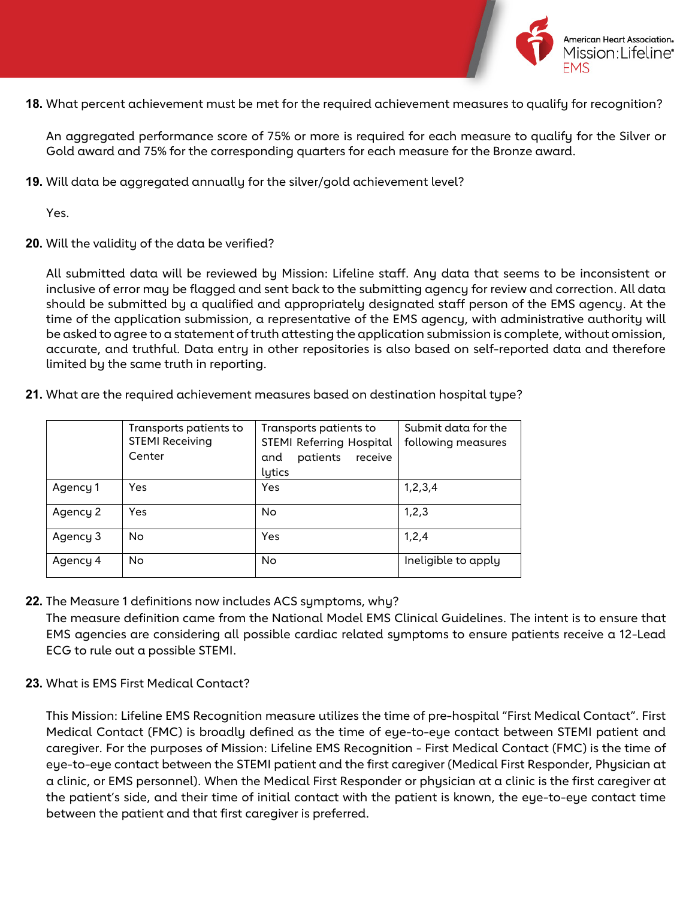**18.** What percent achievement must be met for the required achievement measures to qualify for recognition?

An aggregated performance score of 75% or more is required for each measure to qualify for the Silver or Gold award and 75% for the corresponding quarters for each measure for the Bronze award.

**19.** Will data be aggregated annually for the silver/gold achievement level?

Yes.

**20.** Will the validity of the data be verified?

All submitted data will be reviewed by Mission: Lifeline staff. Any data that seems to be inconsistent or inclusive of error may be flagged and sent back to the submitting agency for review and correction. All data should be submitted by a qualified and appropriately designated staff person of the EMS agency. At the time of the application submission, a representative of the EMS agency, with administrative authority will be asked to agree to a statement of truth attesting the application submission is complete, without omission, accurate, and truthful. Data entry in other repositories is also based on self-reported data and therefore limited by the same truth in reporting.

**21.** What are the required achievement measures based on destination hospital type?

| | Transports patients to STEMI Receiving Center | Transports patients to STEMI Referring Hospital and patients receive lytics | Submit data for the following measures |
|---|---|---|---|
| Agency 1 | Yes | Yes | 1,2,3,4 |
| Agency 2 | Yes | No | 1,2,3 |
| Agency 3 | No | Yes | 1,2,4 |
| Agency 4 | No | No | Ineligible to apply |

**22.** The Measure 1 definitions now includes ACS symptoms, why?

The measure definition came from the National Model EMS Clinical Guidelines. The intent is to ensure that EMS agencies are considering all possible cardiac related symptoms to ensure patients receive a 12-Lead ECG to rule out a possible STEMI.

**23.** What is EMS First Medical Contact?

This Mission: Lifeline EMS Recognition measure utilizes the time of pre-hospital "First Medical Contact". First Medical Contact (FMC) is broadly defined as the time of eye-to-eye contact between STEMI patient and caregiver. For the purposes of Mission: Lifeline EMS Recognition - First Medical Contact (FMC) is the time of eye-to-eye contact between the STEMI patient and the first caregiver (Medical First Responder, Physician at a clinic, or EMS personnel). When the Medical First Responder or physician at a clinic is the first caregiver at the patient's side, and their time of initial contact with the patient is known, the eye-to-eye contact time between the patient and that first caregiver is preferred.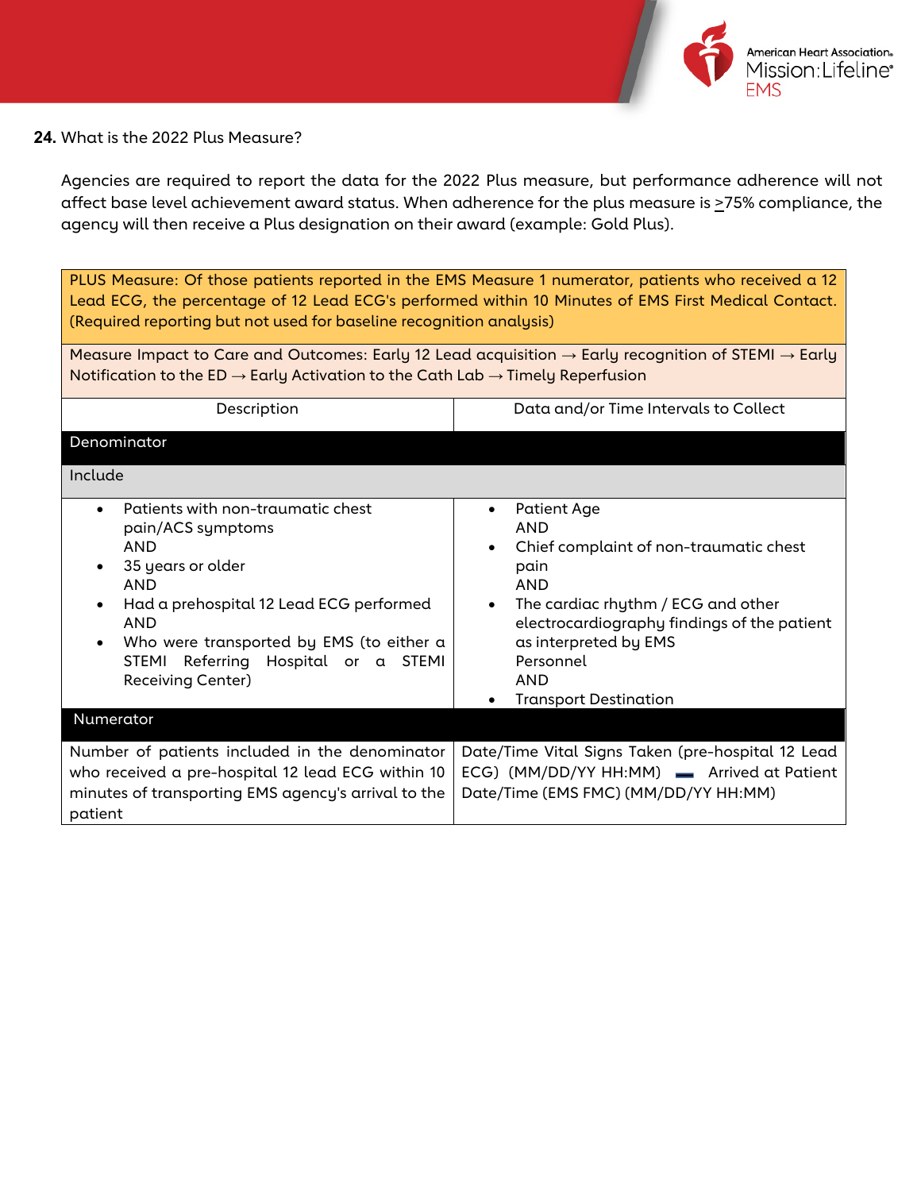**24.** What is the 2022 Plus Measure?

Agencies are required to report the data for the 2022 Plus measure, but performance adherence will not affect base level achievement award status. When adherence for the plus measure is ≥75% compliance, the agency will then receive a Plus designation on their award (example: Gold Plus).

| PLUS Measure: Of those patients reported in the EMS Measure 1 numerator, patients who received a 12 Lead ECG, the percentage of 12 Lead ECG's performed within 10 Minutes of EMS First Medical Contact. (Required reporting but not used for baseline recognition analysis) | |
|---|---|
| Measure Impact to Care and Outcomes: Early 12 Lead acquisition → Early recognition of STEMI → Early Notification to the ED → Early Activation to the Cath Lab → Timely Reperfusion | |
| Description | Data and/or Time Intervals to Collect |
| **Denominator** | |
| Include | |
| • Patients with non-traumatic chest pain/ACS symptoms<br>AND<br>• 35 years or older<br>AND<br>• Had a prehospital 12 Lead ECG performed<br>AND<br>• Who were transported by EMS (to either a STEMI Referring Hospital or a STEMI Receiving Center) | • Patient Age<br>AND<br>• Chief complaint of non-traumatic chest pain<br>AND<br>• The cardiac rhythm / ECG and other electrocardiography findings of the patient as interpreted by EMS Personnel<br>AND<br>• Transport Destination |
| **Numerator** | |
| Number of patients included in the denominator who received a pre-hospital 12 lead ECG within 10 minutes of transporting EMS agency's arrival to the patient | Date/Time Vital Signs Taken (pre-hospital 12 Lead ECG) (MM/DD/YY HH:MM) – Arrived at Patient Date/Time (EMS FMC) (MM/DD/YY HH:MM) |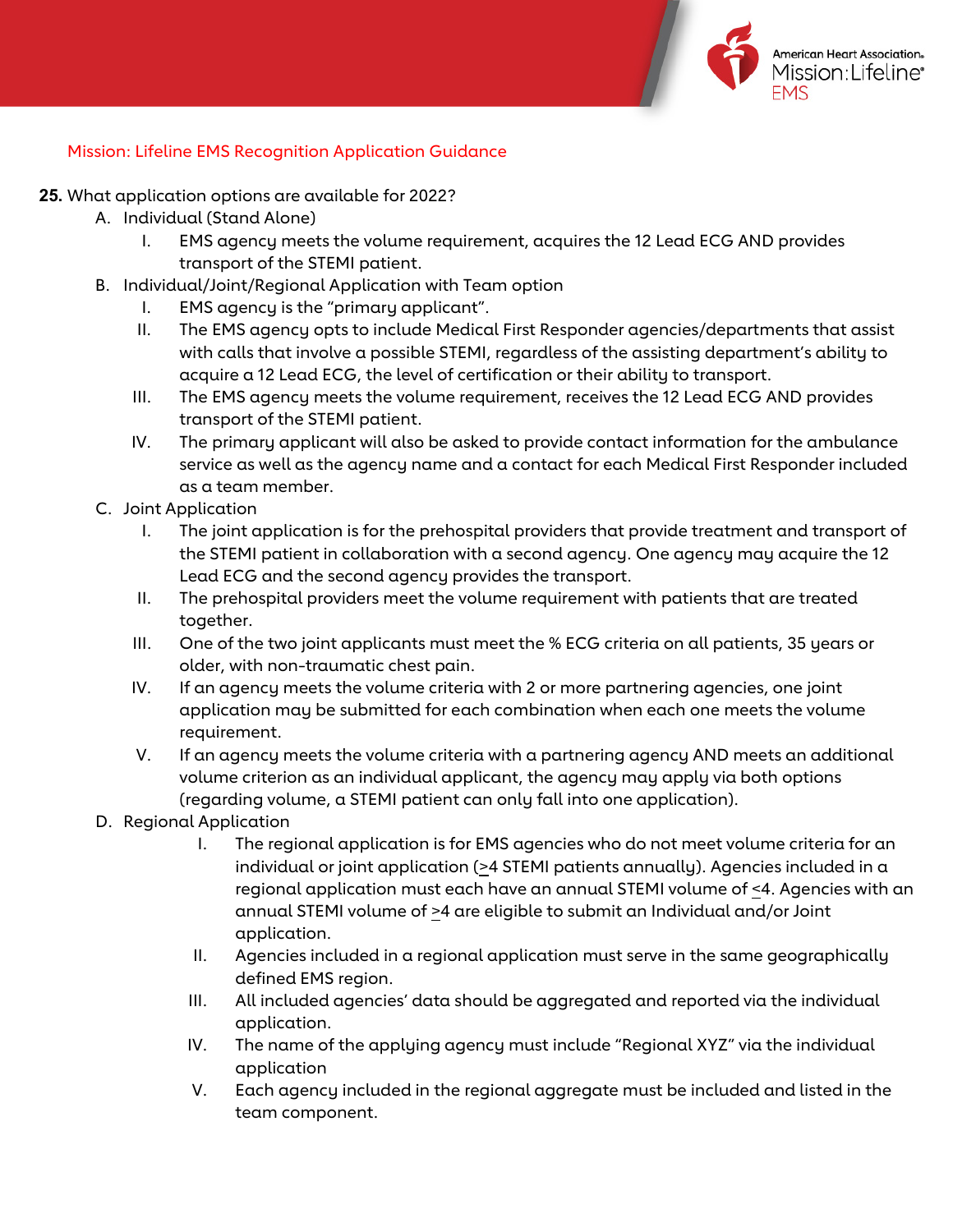Mission: Lifeline EMS Recognition Application Guidance

**25.** What application options are available for 2022?

A. Individual (Stand Alone)

   I. EMS agency meets the volume requirement, acquires the 12 Lead ECG AND provides transport of the STEMI patient.

B. Individual/Joint/Regional Application with Team option

   I. EMS agency is the "primary applicant".

   II. The EMS agency opts to include Medical First Responder agencies/departments that assist with calls that involve a possible STEMI, regardless of the assisting department's ability to acquire a 12 Lead ECG, the level of certification or their ability to transport.

   III. The EMS agency meets the volume requirement, receives the 12 Lead ECG AND provides transport of the STEMI patient.

   IV. The primary applicant will also be asked to provide contact information for the ambulance service as well as the agency name and a contact for each Medical First Responder included as a team member.

C. Joint Application

   I. The joint application is for the prehospital providers that provide treatment and transport of the STEMI patient in collaboration with a second agency. One agency may acquire the 12 Lead ECG and the second agency provides the transport.

   II. The prehospital providers meet the volume requirement with patients that are treated together.

   III. One of the two joint applicants must meet the % ECG criteria on all patients, 35 years or older, with non-traumatic chest pain.

   IV. If an agency meets the volume criteria with 2 or more partnering agencies, one joint application may be submitted for each combination when each one meets the volume requirement.

   V. If an agency meets the volume criteria with a partnering agency AND meets an additional volume criterion as an individual applicant, the agency may apply via both options (regarding volume, a STEMI patient can only fall into one application).

D. Regional Application

   I. The regional application is for EMS agencies who do not meet volume criteria for an individual or joint application (≥4 STEMI patients annually). Agencies included in a regional application must each have an annual STEMI volume of ≤4. Agencies with an annual STEMI volume of ≥4 are eligible to submit an Individual and/or Joint application.

   II. Agencies included in a regional application must serve in the same geographically defined EMS region.

   III. All included agencies' data should be aggregated and reported via the individual application.

   IV. The name of the applying agency must include "Regional XYZ" via the individual application

   V. Each agency included in the regional aggregate must be included and listed in the team component.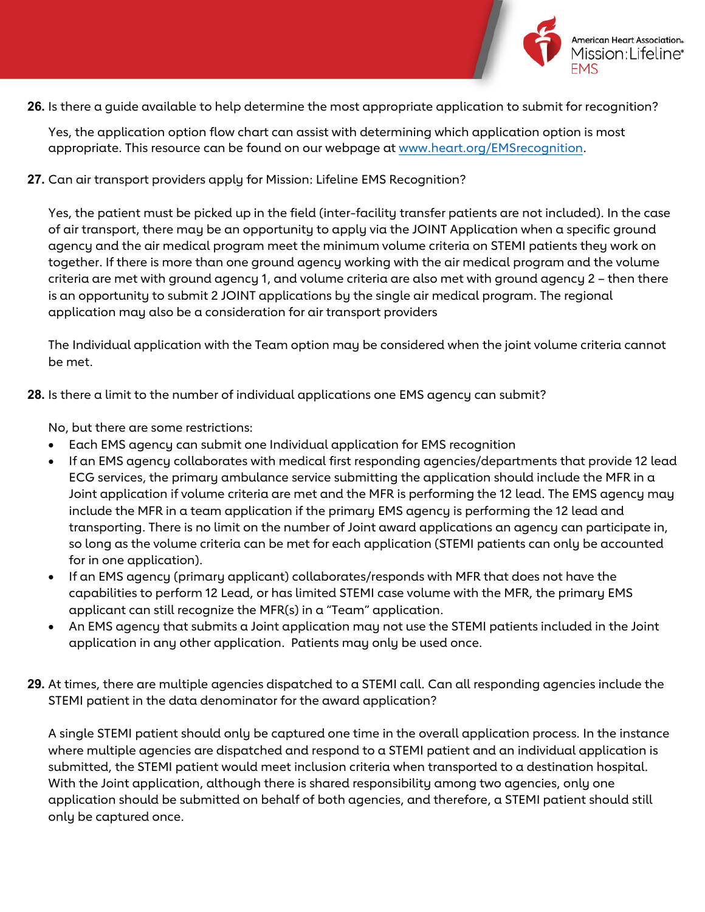26. Is there a guide available to help determine the most appropriate application to submit for recognition?

    Yes, the application option flow chart can assist with determining which application option is most appropriate. This resource can be found on our webpage at [www.heart.org/EMSrecognition](http://www.heart.org/EMSrecognition).

27. Can air transport providers apply for Mission: Lifeline EMS Recognition?

    Yes, the patient must be picked up in the field (inter-facility transfer patients are not included). In the case of air transport, there may be an opportunity to apply via the JOINT Application when a specific ground agency and the air medical program meet the minimum volume criteria on STEMI patients they work on together. If there is more than one ground agency working with the air medical program and the volume criteria are met with ground agency 1, and volume criteria are also met with ground agency 2 – then there is an opportunity to submit 2 JOINT applications by the single air medical program. The regional application may also be a consideration for air transport providers

    The Individual application with the Team option may be considered when the joint volume criteria cannot be met.

28. Is there a limit to the number of individual applications one EMS agency can submit?

    No, but there are some restrictions:
    - Each EMS agency can submit one Individual application for EMS recognition
    - If an EMS agency collaborates with medical first responding agencies/departments that provide 12 lead ECG services, the primary ambulance service submitting the application should include the MFR in a Joint application if volume criteria are met and the MFR is performing the 12 lead. The EMS agency may include the MFR in a team application if the primary EMS agency is performing the 12 lead and transporting. There is no limit on the number of Joint award applications an agency can participate in, so long as the volume criteria can be met for each application (STEMI patients can only be accounted for in one application).
    - If an EMS agency (primary applicant) collaborates/responds with MFR that does not have the capabilities to perform 12 Lead, or has limited STEMI case volume with the MFR, the primary EMS applicant can still recognize the MFR(s) in a "Team" application.
    - An EMS agency that submits a Joint application may not use the STEMI patients included in the Joint application in any other application. Patients may only be used once.

29. At times, there are multiple agencies dispatched to a STEMI call. Can all responding agencies include the STEMI patient in the data denominator for the award application?

    A single STEMI patient should only be captured one time in the overall application process. In the instance where multiple agencies are dispatched and respond to a STEMI patient and an individual application is submitted, the STEMI patient would meet inclusion criteria when transported to a destination hospital. With the Joint application, although there is shared responsibility among two agencies, only one application should be submitted on behalf of both agencies, and therefore, a STEMI patient should still only be captured once.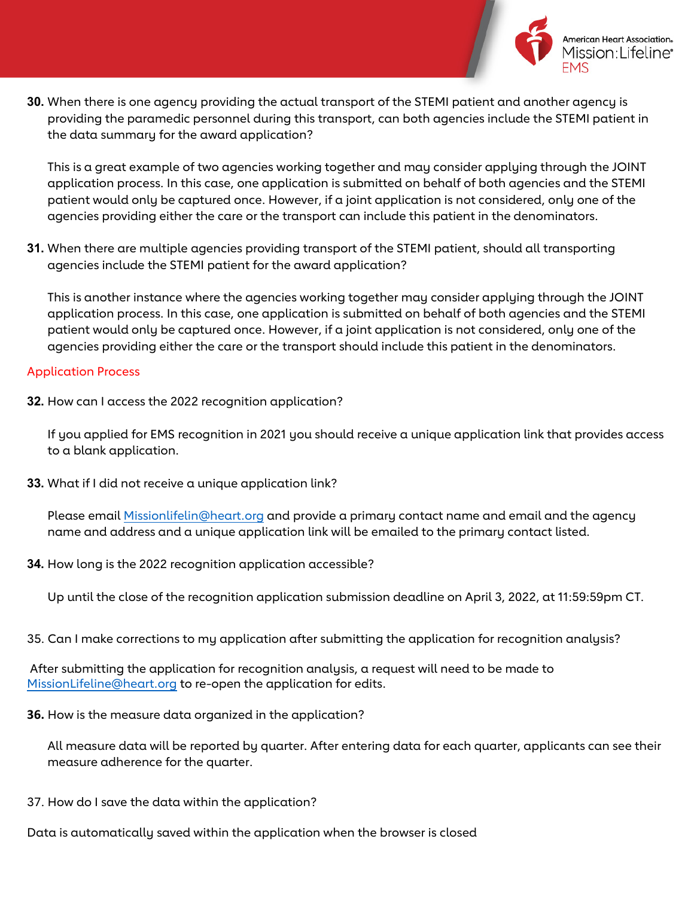**30.** When there is one agency providing the actual transport of the STEMI patient and another agency is providing the paramedic personnel during this transport, can both agencies include the STEMI patient in the data summary for the award application?

This is a great example of two agencies working together and may consider applying through the JOINT application process. In this case, one application is submitted on behalf of both agencies and the STEMI patient would only be captured once. However, if a joint application is not considered, only one of the agencies providing either the care or the transport can include this patient in the denominators.

**31.** When there are multiple agencies providing transport of the STEMI patient, should all transporting agencies include the STEMI patient for the award application?

This is another instance where the agencies working together may consider applying through the JOINT application process. In this case, one application is submitted on behalf of both agencies and the STEMI patient would only be captured once. However, if a joint application is not considered, only one of the agencies providing either the care or the transport should include this patient in the denominators.

## Application Process

**32.** How can I access the 2022 recognition application?

If you applied for EMS recognition in 2021 you should receive a unique application link that provides access to a blank application.

**33.** What if I did not receive a unique application link?

Please email Missionlifelin@heart.org and provide a primary contact name and email and the agency name and address and a unique application link will be emailed to the primary contact listed.

**34.** How long is the 2022 recognition application accessible?

Up until the close of the recognition application submission deadline on April 3, 2022, at 11:59:59pm CT.

35. Can I make corrections to my application after submitting the application for recognition analysis?

After submitting the application for recognition analysis, a request will need to be made to MissionLifeline@heart.org to re-open the application for edits.

**36.** How is the measure data organized in the application?

All measure data will be reported by quarter. After entering data for each quarter, applicants can see their measure adherence for the quarter.

37. How do I save the data within the application?

Data is automatically saved within the application when the browser is closed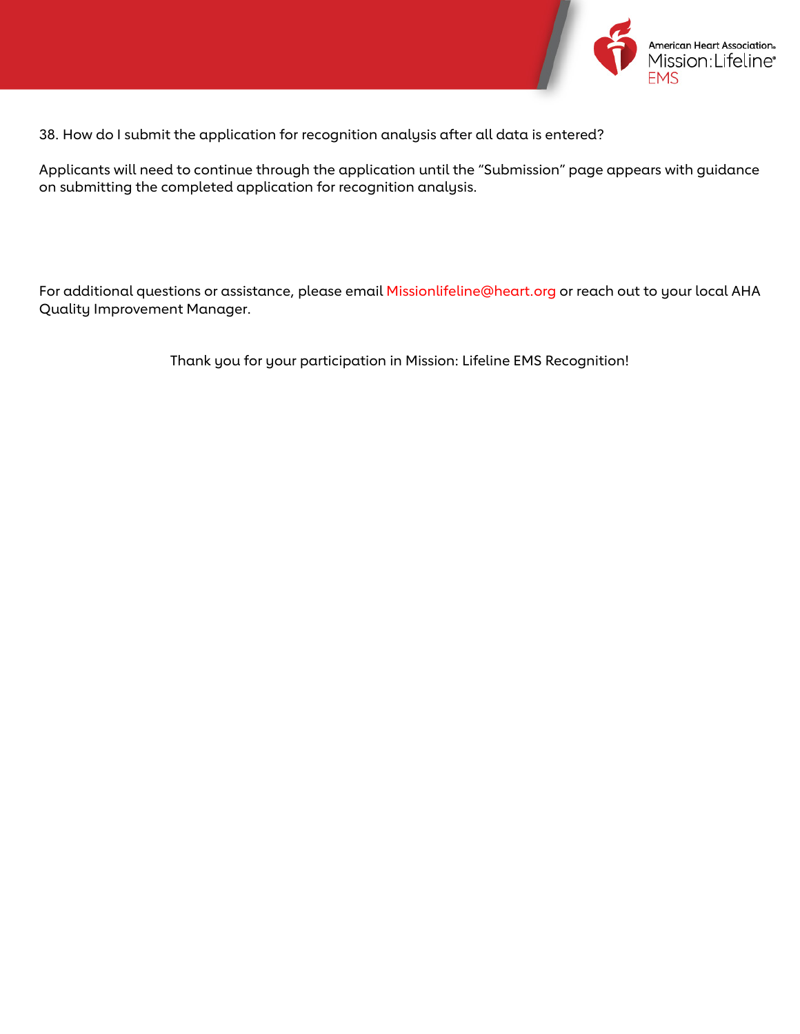38. How do I submit the application for recognition analysis after all data is entered?

Applicants will need to continue through the application until the “Submission” page appears with guidance on submitting the completed application for recognition analysis.

For additional questions or assistance, please email Missionlifeline@heart.org or reach out to your local AHA Quality Improvement Manager.

Thank you for your participation in Mission: Lifeline EMS Recognition!